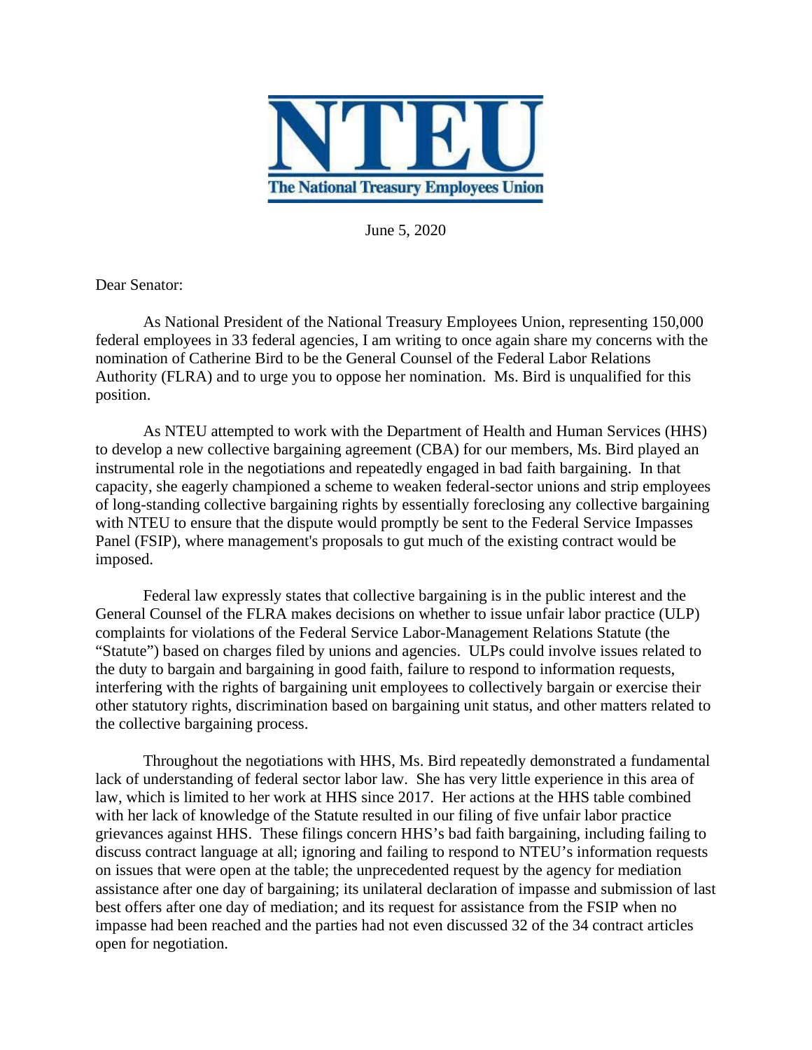**NTEU**

**The National Treasury Employees Union**

June 5, 2020

Dear Senator:

As National President of the National Treasury Employees Union, representing 150,000 federal employees in 33 federal agencies, I am writing to once again share my concerns with the nomination of Catherine Bird to be the General Counsel of the Federal Labor Relations Authority (FLRA) and to urge you to oppose her nomination. Ms. Bird is unqualified for this position.

As NTEU attempted to work with the Department of Health and Human Services (HHS) to develop a new collective bargaining agreement (CBA) for our members, Ms. Bird played an instrumental role in the negotiations and repeatedly engaged in bad faith bargaining. In that capacity, she eagerly championed a scheme to weaken federal-sector unions and strip employees of long-standing collective bargaining rights by essentially foreclosing any collective bargaining with NTEU to ensure that the dispute would promptly be sent to the Federal Service Impasses Panel (FSIP), where management's proposals to gut much of the existing contract would be imposed.

Federal law expressly states that collective bargaining is in the public interest and the General Counsel of the FLRA makes decisions on whether to issue unfair labor practice (ULP) complaints for violations of the Federal Service Labor-Management Relations Statute (the "Statute") based on charges filed by unions and agencies. ULPs could involve issues related to the duty to bargain and bargaining in good faith, failure to respond to information requests, interfering with the rights of bargaining unit employees to collectively bargain or exercise their other statutory rights, discrimination based on bargaining unit status, and other matters related to the collective bargaining process.

Throughout the negotiations with HHS, Ms. Bird repeatedly demonstrated a fundamental lack of understanding of federal sector labor law. She has very little experience in this area of law, which is limited to her work at HHS since 2017. Her actions at the HHS table combined with her lack of knowledge of the Statute resulted in our filing of five unfair labor practice grievances against HHS. These filings concern HHS's bad faith bargaining, including failing to discuss contract language at all; ignoring and failing to respond to NTEU's information requests on issues that were open at the table; the unprecedented request by the agency for mediation assistance after one day of bargaining; its unilateral declaration of impasse and submission of last best offers after one day of mediation; and its request for assistance from the FSIP when no impasse had been reached and the parties had not even discussed 32 of the 34 contract articles open for negotiation.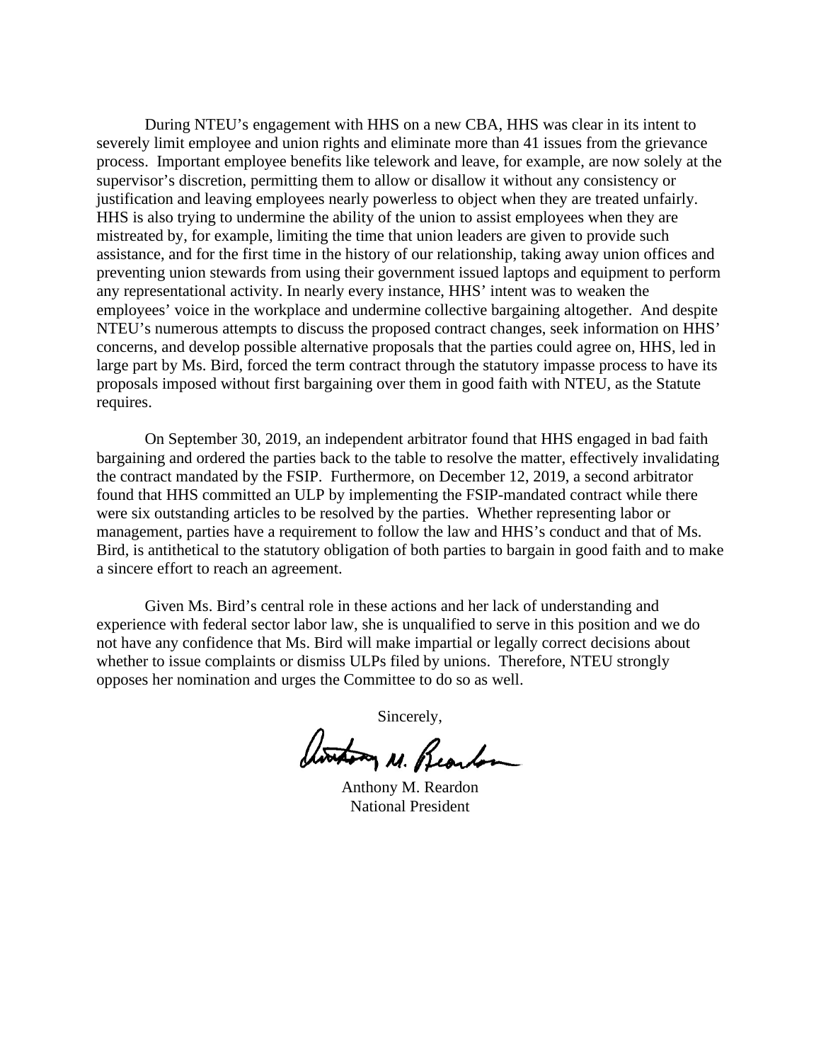During NTEU's engagement with HHS on a new CBA, HHS was clear in its intent to severely limit employee and union rights and eliminate more than 41 issues from the grievance process. Important employee benefits like telework and leave, for example, are now solely at the supervisor's discretion, permitting them to allow or disallow it without any consistency or justification and leaving employees nearly powerless to object when they are treated unfairly. HHS is also trying to undermine the ability of the union to assist employees when they are mistreated by, for example, limiting the time that union leaders are given to provide such assistance, and for the first time in the history of our relationship, taking away union offices and preventing union stewards from using their government issued laptops and equipment to perform any representational activity. In nearly every instance, HHS' intent was to weaken the employees' voice in the workplace and undermine collective bargaining altogether. And despite NTEU's numerous attempts to discuss the proposed contract changes, seek information on HHS' concerns, and develop possible alternative proposals that the parties could agree on, HHS, led in large part by Ms. Bird, forced the term contract through the statutory impasse process to have its proposals imposed without first bargaining over them in good faith with NTEU, as the Statute requires.

On September 30, 2019, an independent arbitrator found that HHS engaged in bad faith bargaining and ordered the parties back to the table to resolve the matter, effectively invalidating the contract mandated by the FSIP. Furthermore, on December 12, 2019, a second arbitrator found that HHS committed an ULP by implementing the FSIP-mandated contract while there were six outstanding articles to be resolved by the parties. Whether representing labor or management, parties have a requirement to follow the law and HHS's conduct and that of Ms. Bird, is antithetical to the statutory obligation of both parties to bargain in good faith and to make a sincere effort to reach an agreement.

Given Ms. Bird's central role in these actions and her lack of understanding and experience with federal sector labor law, she is unqualified to serve in this position and we do not have any confidence that Ms. Bird will make impartial or legally correct decisions about whether to issue complaints or dismiss ULPs filed by unions. Therefore, NTEU strongly opposes her nomination and urges the Committee to do so as well.

Sincerely,

Anthony M. Reardon
National President